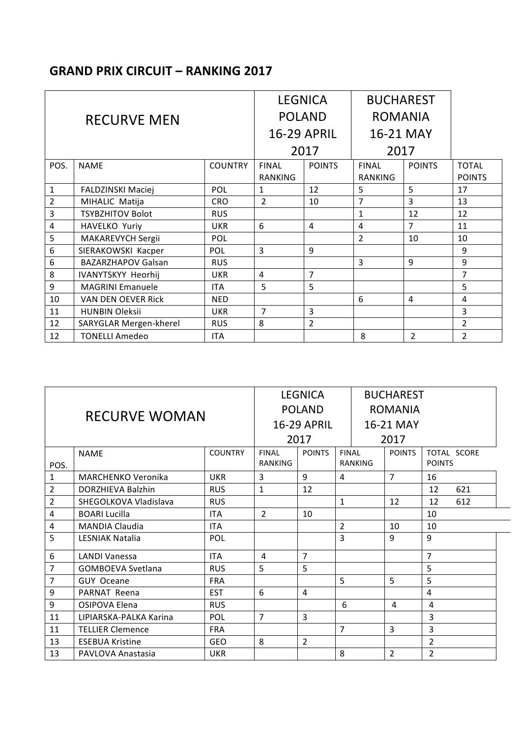## GRAND PRIX CIRCUIT – RANKING 2017

| RECURVE MEN | | | LEGNICA POLAND 16-29 APRIL 2017 | | BUCHAREST ROMANIA 16-21 MAY 2017 | | |
|---|---|---|---|---|---|---|---|
| POS. | NAME | COUNTRY | FINAL RANKING | POINTS | FINAL RANKING | POINTS | TOTAL POINTS |
| 1 | FALDZINSKI Maciej | POL | 1 | 12 | 5 | 5 | 17 |
| 2 | MIHALIC Matija | CRO | 2 | 10 | 7 | 3 | 13 |
| 3 | TSYBZHITOV Bolot | RUS | | | 1 | 12 | 12 |
| 4 | HAVELKO Yuriy | UKR | 6 | 4 | 4 | 7 | 11 |
| 5 | MAKAREVYCH Sergii | POL | | | 2 | 10 | 10 |
| 6 | SIERAKOWSKI Kacper | POL | 3 | 9 | | | 9 |
| 6 | BAZARZHAPOV Galsan | RUS | | | 3 | 9 | 9 |
| 8 | IVANYTSKYY Heorhij | UKR | 4 | 7 | | | 7 |
| 9 | MAGRINI Emanuele | ITA | 5 | 5 | | | 5 |
| 10 | VAN DEN OEVER Rick | NED | | | 6 | 4 | 4 |
| 11 | HUNBIN Oleksii | UKR | 7 | 3 | | | 3 |
| 12 | SARYGLAR Mergen-kherel | RUS | 8 | 2 | | | 2 |
| 12 | TONELLI Amedeo | ITA | | | 8 | 2 | 2 |

| RECURVE WOMAN | | | LEGNICA POLAND 16-29 APRIL 2017 | | BUCHAREST ROMANIA 16-21 MAY 2017 | | | |
|---|---|---|---|---|---|---|---|---|
| POS. | NAME | COUNTRY | FINAL RANKING | POINTS | FINAL RANKING | POINTS | TOTAL POINTS | SCORE |
| 1 | MARCHENKO Veronika | UKR | 3 | 9 | 4 | 7 | 16 | |
| 2 | DORZHIEVA Balzhin | RUS | 1 | 12 | | | 12 | 621 |
| 2 | SHEGOLKOVA Vladislava | RUS | | | 1 | 12 | 12 | 612 |
| 4 | BOARI Lucilla | ITA | 2 | 10 | | | 10 | |
| 4 | MANDIA Claudia | ITA | | | 2 | 10 | 10 | |
| 5 | LESNIAK Natalia | POL | | | 3 | 9 | 9 | |
| 6 | LANDI Vanessa | ITA | 4 | 7 | | | 7 | |
| 7 | GOMBOEVA Svetlana | RUS | 5 | 5 | | | 5 | |
| 7 | GUY Oceane | FRA | | | 5 | 5 | 5 | |
| 9 | PARNAT Reena | EST | 6 | 4 | | | 4 | |
| 9 | OSIPOVA Elena | RUS | | | 6 | 4 | 4 | |
| 11 | LIPIARSKA-PALKA Karina | POL | 7 | 3 | | | 3 | |
| 11 | TELLIER Clemence | FRA | | | 7 | 3 | 3 | |
| 13 | ESEBUA Kristine | GEO | 8 | 2 | | | 2 | |
| 13 | PAVLOVA Anastasia | UKR | | | 8 | 2 | 2 | |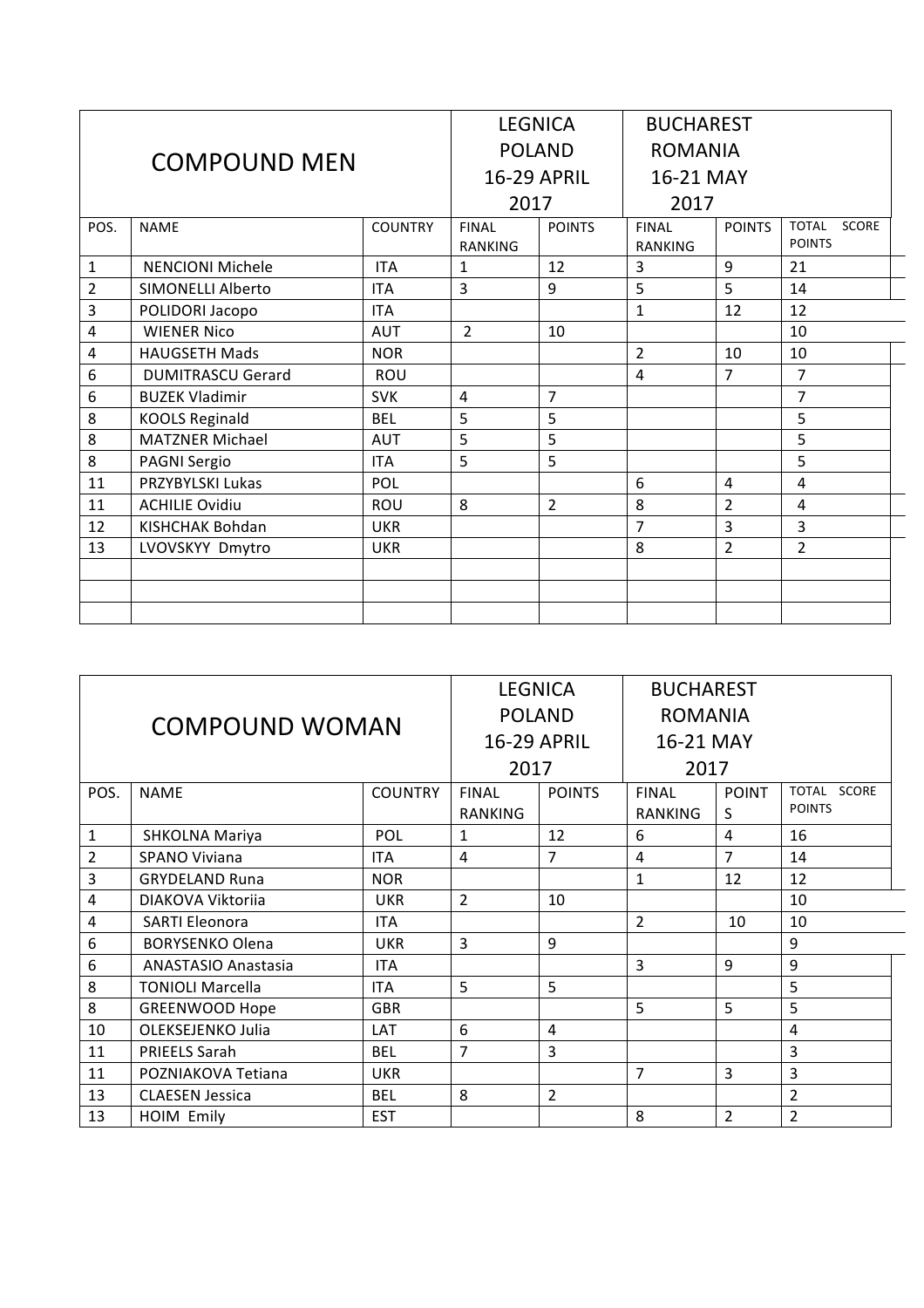| COMPOUND MEN | | | LEGNICA POLAND 16-29 APRIL 2017 | | BUCHAREST ROMANIA 16-21 MAY 2017 | | |
|---|---|---|---|---|---|---|---|
| POS. | NAME | COUNTRY | FINAL RANKING | POINTS | FINAL RANKING | POINTS | TOTAL SCORE POINTS |
| 1 | NENCIONI Michele | ITA | 1 | 12 | 3 | 9 | 21 |
| 2 | SIMONELLI Alberto | ITA | 3 | 9 | 5 | 5 | 14 |
| 3 | POLIDORI Jacopo | ITA | | | 1 | 12 | 12 |
| 4 | WIENER Nico | AUT | 2 | 10 | | | 10 |
| 4 | HAUGSETH Mads | NOR | | | 2 | 10 | 10 |
| 6 | DUMITRASCU Gerard | ROU | | | 4 | 7 | 7 |
| 6 | BUZEK Vladimir | SVK | 4 | 7 | | | 7 |
| 8 | KOOLS Reginald | BEL | 5 | 5 | | | 5 |
| 8 | MATZNER Michael | AUT | 5 | 5 | | | 5 |
| 8 | PAGNI Sergio | ITA | 5 | 5 | | | 5 |
| 11 | PRZYBYLSKI Lukas | POL | | | 6 | 4 | 4 |
| 11 | ACHILIE Ovidiu | ROU | 8 | 2 | 8 | 2 | 4 |
| 12 | KISHCHAK Bohdan | UKR | | | 7 | 3 | 3 |
| 13 | LVOVSKYY Dmytro | UKR | | | 8 | 2 | 2 |
| | | | | | | | |
| | | | | | | | |
| | | | | | | | |

| COMPOUND WOMAN | | | LEGNICA POLAND 16-29 APRIL 2017 | | BUCHAREST ROMANIA 16-21 MAY 2017 | | |
|---|---|---|---|---|---|---|---|
| POS. | NAME | COUNTRY | FINAL RANKING | POINTS | FINAL RANKING | POINTS | TOTAL SCORE POINTS |
| 1 | SHKOLNA Mariya | POL | 1 | 12 | 6 | 4 | 16 |
| 2 | SPANO Viviana | ITA | 4 | 7 | 4 | 7 | 14 |
| 3 | GRYDELAND Runa | NOR | | | 1 | 12 | 12 |
| 4 | DIAKOVA Viktoriia | UKR | 2 | 10 | | | 10 |
| 4 | SARTI Eleonora | ITA | | | 2 | 10 | 10 |
| 6 | BORYSENKO Olena | UKR | 3 | 9 | | | 9 |
| 6 | ANASTASIO Anastasia | ITA | | | 3 | 9 | 9 |
| 8 | TONIOLI Marcella | ITA | 5 | 5 | | | 5 |
| 8 | GREENWOOD Hope | GBR | | | 5 | 5 | 5 |
| 10 | OLEKSEJENKO Julia | LAT | 6 | 4 | | | 4 |
| 11 | PRIEELS Sarah | BEL | 7 | 3 | | | 3 |
| 11 | POZNIAKOVA Tetiana | UKR | | | 7 | 3 | 3 |
| 13 | CLAESEN Jessica | BEL | 8 | 2 | | | 2 |
| 13 | HOIM Emily | EST | | | 8 | 2 | 2 |